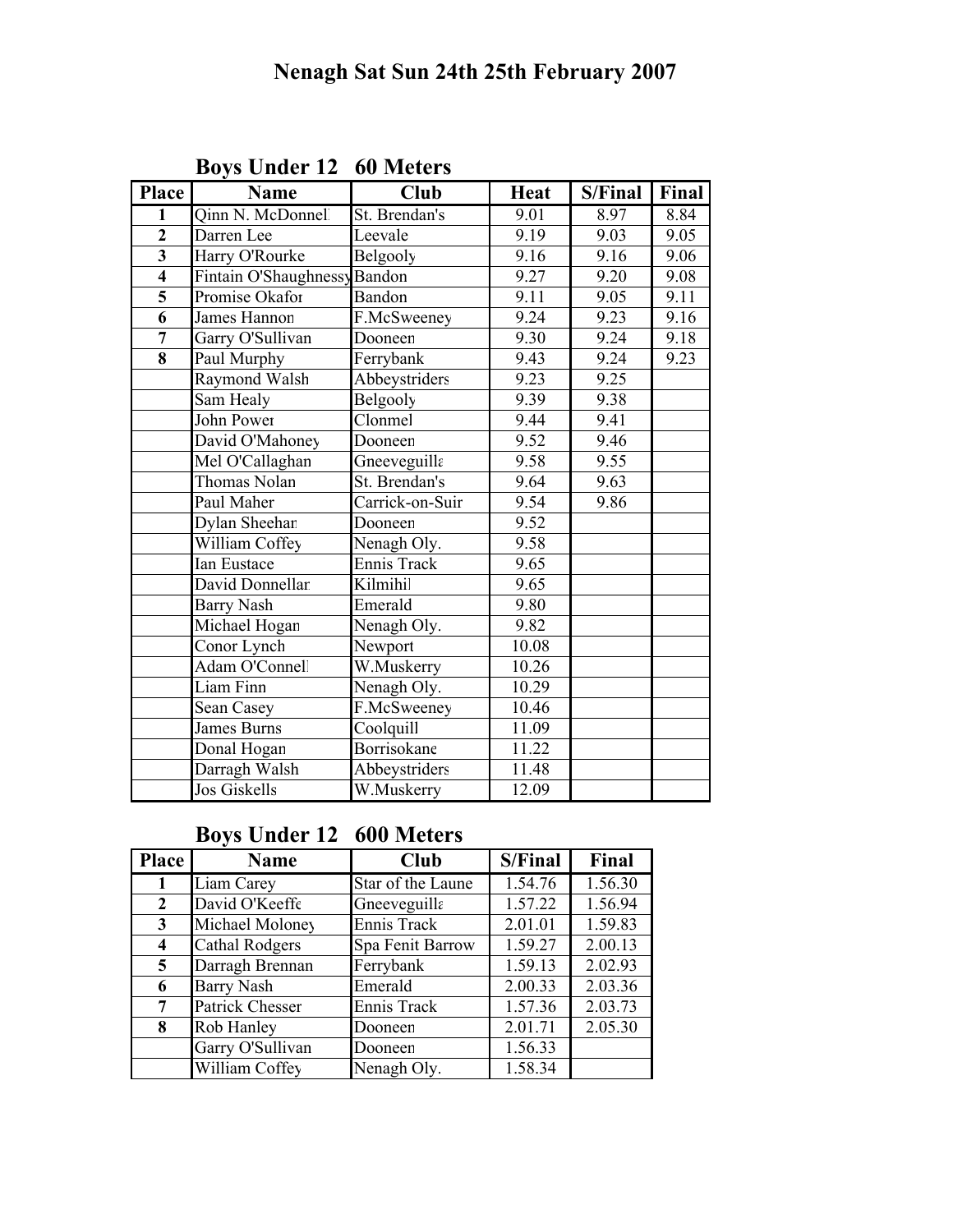# Nenagh Sat Sun 24th 25th February 2007

## Boys Under 12 60 Meters

| Place | Name | Club | Heat | S/Final | Final |
|---|---|---|---|---|---|
| 1 | Qinn N. McDonnell | St. Brendan's | 9.01 | 8.97 | 8.84 |
| 2 | Darren Lee | Leevale | 9.19 | 9.03 | 9.05 |
| 3 | Harry O'Rourke | Belgooly | 9.16 | 9.16 | 9.06 |
| 4 | Fintain O'Shaughnessy | Bandon | 9.27 | 9.20 | 9.08 |
| 5 | Promise Okafor | Bandon | 9.11 | 9.05 | 9.11 |
| 6 | James Hannon | F.McSweeney | 9.24 | 9.23 | 9.16 |
| 7 | Garry O'Sullivan | Dooneen | 9.30 | 9.24 | 9.18 |
| 8 | Paul Murphy | Ferrybank | 9.43 | 9.24 | 9.23 |
| | Raymond Walsh | Abbeystriders | 9.23 | 9.25 | |
| | Sam Healy | Belgooly | 9.39 | 9.38 | |
| | John Power | Clonmel | 9.44 | 9.41 | |
| | David O'Mahoney | Dooneen | 9.52 | 9.46 | |
| | Mel O'Callaghan | Gneeveguilla | 9.58 | 9.55 | |
| | Thomas Nolan | St. Brendan's | 9.64 | 9.63 | |
| | Paul Maher | Carrick-on-Suir | 9.54 | 9.86 | |
| | Dylan Sheehan | Dooneen | 9.52 | | |
| | William Coffey | Nenagh Oly. | 9.58 | | |
| | Ian Eustace | Ennis Track | 9.65 | | |
| | David Donnellan | Kilmihil | 9.65 | | |
| | Barry Nash | Emerald | 9.80 | | |
| | Michael Hogan | Nenagh Oly. | 9.82 | | |
| | Conor Lynch | Newport | 10.08 | | |
| | Adam O'Connell | W.Muskerry | 10.26 | | |
| | Liam Finn | Nenagh Oly. | 10.29 | | |
| | Sean Casey | F.McSweeney | 10.46 | | |
| | James Burns | Coolquill | 11.09 | | |
| | Donal Hogan | Borrisokane | 11.22 | | |
| | Darragh Walsh | Abbeystriders | 11.48 | | |
| | Jos Giskells | W.Muskerry | 12.09 | | |

## Boys Under 12 600 Meters

| Place | Name | Club | S/Final | Final |
|---|---|---|---|---|
| 1 | Liam Carey | Star of the Laune | 1.54.76 | 1.56.30 |
| 2 | David O'Keeffe | Gneeveguilla | 1.57.22 | 1.56.94 |
| 3 | Michael Moloney | Ennis Track | 2.01.01 | 1.59.83 |
| 4 | Cathal Rodgers | Spa Fenit Barrow | 1.59.27 | 2.00.13 |
| 5 | Darragh Brennan | Ferrybank | 1.59.13 | 2.02.93 |
| 6 | Barry Nash | Emerald | 2.00.33 | 2.03.36 |
| 7 | Patrick Chesser | Ennis Track | 1.57.36 | 2.03.73 |
| 8 | Rob Hanley | Dooneen | 2.01.71 | 2.05.30 |
| | Garry O'Sullivan | Dooneen | 1.56.33 | |
| | William Coffey | Nenagh Oly. | 1.58.34 | |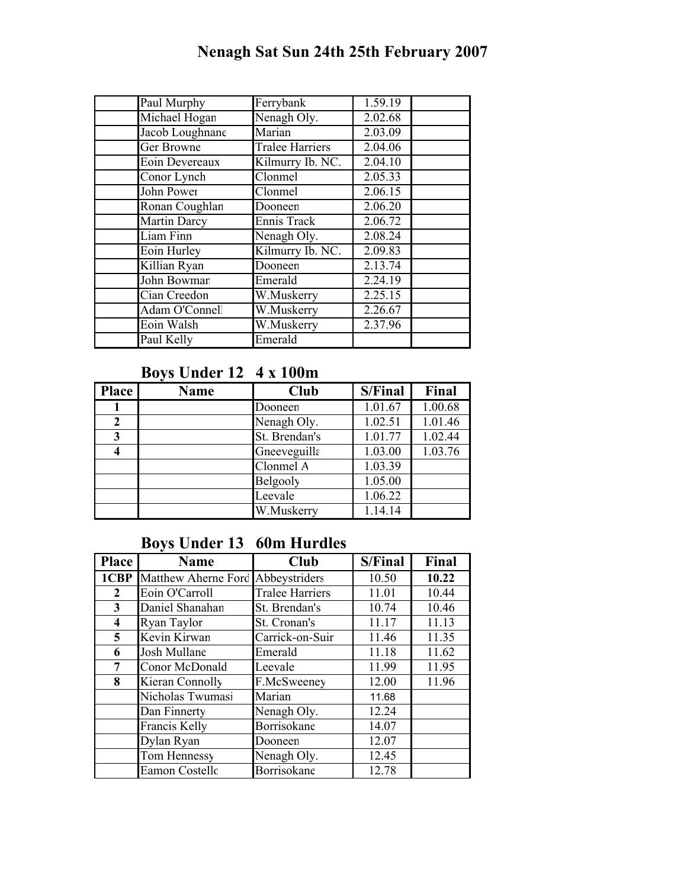# Nenagh Sat Sun 24th 25th February 2007

| | | | | |
|---|---|---|---|---|
| | Paul Murphy | Ferrybank | 1.59.19 | |
| | Michael Hogan | Nenagh Oly. | 2.02.68 | |
| | Jacob Loughnane | Marian | 2.03.09 | |
| | Ger Browne | Tralee Harriers | 2.04.06 | |
| | Eoin Devereaux | Kilmurry Ib. NC. | 2.04.10 | |
| | Conor Lynch | Clonmel | 2.05.33 | |
| | John Power | Clonmel | 2.06.15 | |
| | Ronan Coughlan | Dooneen | 2.06.20 | |
| | Martin Darcy | Ennis Track | 2.06.72 | |
| | Liam Finn | Nenagh Oly. | 2.08.24 | |
| | Eoin Hurley | Kilmurry Ib. NC. | 2.09.83 | |
| | Killian Ryan | Dooneen | 2.13.74 | |
| | John Bowman | Emerald | 2.24.19 | |
| | Cian Creedon | W.Muskerry | 2.25.15 | |
| | Adam O'Connell | W.Muskerry | 2.26.67 | |
| | Eoin Walsh | W.Muskerry | 2.37.96 | |
| | Paul Kelly | Emerald | | |

## Boys Under 12 4 x 100m

| Place | Name | Club | S/Final | Final |
|---|---|---|---|---|
| 1 | | Dooneen | 1.01.67 | 1.00.68 |
| 2 | | Nenagh Oly. | 1.02.51 | 1.01.46 |
| 3 | | St. Brendan's | 1.01.77 | 1.02.44 |
| 4 | | Gneeveguilla | 1.03.00 | 1.03.76 |
| | | Clonmel A | 1.03.39 | |
| | | Belgooly | 1.05.00 | |
| | | Leevale | 1.06.22 | |
| | | W.Muskerry | 1.14.14 | |

## Boys Under 13 60m Hurdles

| Place | Name | Club | S/Final | Final |
|---|---|---|---|---|
| 1CBP | Matthew Aherne Ford | Abbeystriders | 10.50 | **10.22** |
| 2 | Eoin O'Carroll | Tralee Harriers | 11.01 | 10.44 |
| 3 | Daniel Shanahan | St. Brendan's | 10.74 | 10.46 |
| 4 | Ryan Taylor | St. Cronan's | 11.17 | 11.13 |
| 5 | Kevin Kirwan | Carrick-on-Suir | 11.46 | 11.35 |
| 6 | Josh Mullane | Emerald | 11.18 | 11.62 |
| 7 | Conor McDonald | Leevale | 11.99 | 11.95 |
| 8 | Kieran Connolly | F.McSweeney | 12.00 | 11.96 |
| | Nicholas Twumasi | Marian | 11.68 | |
| | Dan Finnerty | Nenagh Oly. | 12.24 | |
| | Francis Kelly | Borrisokane | 14.07 | |
| | Dylan Ryan | Dooneen | 12.07 | |
| | Tom Hennessy | Nenagh Oly. | 12.45 | |
| | Eamon Costello | Borrisokane | 12.78 | |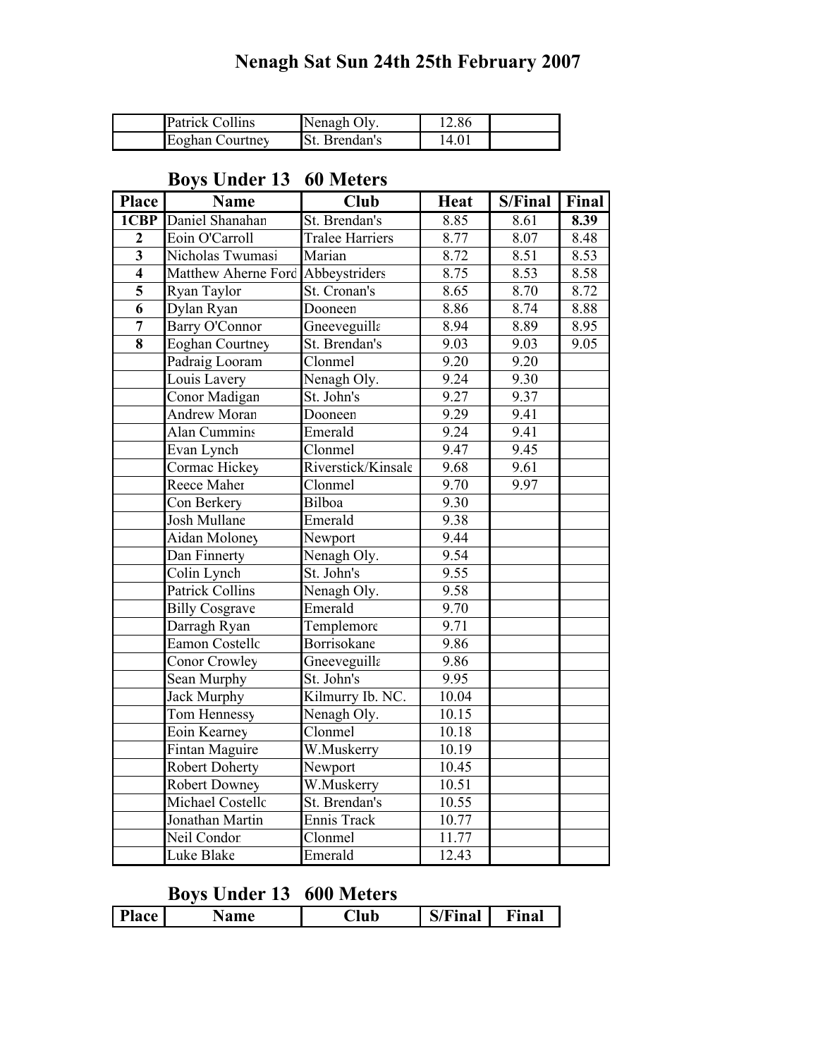# Nenagh Sat Sun 24th 25th February 2007

| | | | | |
|---|---|---|---|---|
| | Patrick Collins | Nenagh Oly. | 12.86 | |
| | Eoghan Courtney | St. Brendan's | 14.01 | |

## Boys Under 13 60 Meters

| Place | Name | Club | Heat | S/Final | Final |
|---|---|---|---|---|---|
| 1CBP | Daniel Shanahan | St. Brendan's | 8.85 | 8.61 | **8.39** |
| 2 | Eoin O'Carroll | Tralee Harriers | 8.77 | 8.07 | 8.48 |
| 3 | Nicholas Twumasi | Marian | 8.72 | 8.51 | 8.53 |
| 4 | Matthew Aherne Ford | Abbeystriders | 8.75 | 8.53 | 8.58 |
| 5 | Ryan Taylor | St. Cronan's | 8.65 | 8.70 | 8.72 |
| 6 | Dylan Ryan | Dooneen | 8.86 | 8.74 | 8.88 |
| 7 | Barry O'Connor | Gneeveguilla | 8.94 | 8.89 | 8.95 |
| 8 | Eoghan Courtney | St. Brendan's | 9.03 | 9.03 | 9.05 |
| | Padraig Looram | Clonmel | 9.20 | 9.20 | |
| | Louis Lavery | Nenagh Oly. | 9.24 | 9.30 | |
| | Conor Madigan | St. John's | 9.27 | 9.37 | |
| | Andrew Moran | Dooneen | 9.29 | 9.41 | |
| | Alan Cummins | Emerald | 9.24 | 9.41 | |
| | Evan Lynch | Clonmel | 9.47 | 9.45 | |
| | Cormac Hickey | Riverstick/Kinsale | 9.68 | 9.61 | |
| | Reece Maher | Clonmel | 9.70 | 9.97 | |
| | Con Berkery | Bilboa | 9.30 | | |
| | Josh Mullane | Emerald | 9.38 | | |
| | Aidan Moloney | Newport | 9.44 | | |
| | Dan Finnerty | Nenagh Oly. | 9.54 | | |
| | Colin Lynch | St. John's | 9.55 | | |
| | Patrick Collins | Nenagh Oly. | 9.58 | | |
| | Billy Cosgrave | Emerald | 9.70 | | |
| | Darragh Ryan | Templemore | 9.71 | | |
| | Eamon Costello | Borrisokane | 9.86 | | |
| | Conor Crowley | Gneeveguilla | 9.86 | | |
| | Sean Murphy | St. John's | 9.95 | | |
| | Jack Murphy | Kilmurry Ib. NC. | 10.04 | | |
| | Tom Hennessy | Nenagh Oly. | 10.15 | | |
| | Eoin Kearney | Clonmel | 10.18 | | |
| | Fintan Maguire | W.Muskerry | 10.19 | | |
| | Robert Doherty | Newport | 10.45 | | |
| | Robert Downey | W.Muskerry | 10.51 | | |
| | Michael Costello | St. Brendan's | 10.55 | | |
| | Jonathan Martin | Ennis Track | 10.77 | | |
| | Neil Condon | Clonmel | 11.77 | | |
| | Luke Blake | Emerald | 12.43 | | |

## Boys Under 13 600 Meters

| Place | Name | Club | S/Final | Final |
|---|---|---|---|---|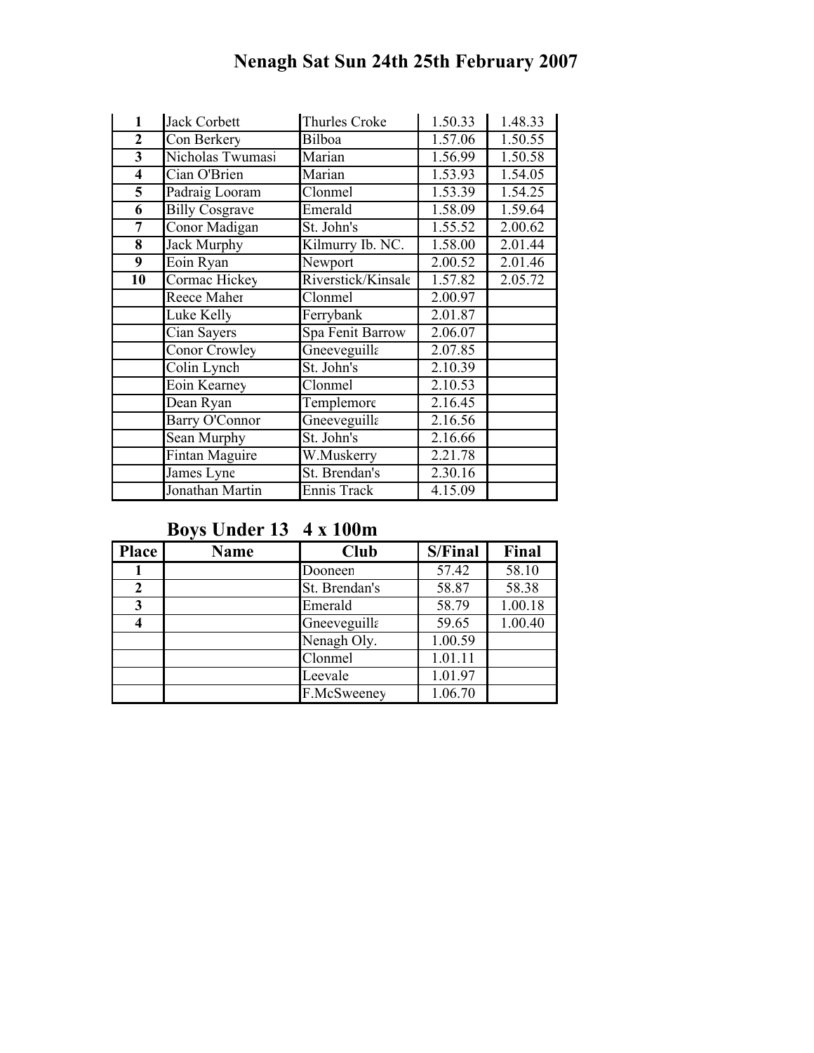# Nenagh Sat Sun 24th 25th February 2007

| | | | | |
|---|---|---|---|---|
| 1 | Jack Corbett | Thurles Croke | 1.50.33 | 1.48.33 |
| 2 | Con Berkery | Bilboa | 1.57.06 | 1.50.55 |
| 3 | Nicholas Twumasi | Marian | 1.56.99 | 1.50.58 |
| 4 | Cian O'Brien | Marian | 1.53.93 | 1.54.05 |
| 5 | Padraig Looram | Clonmel | 1.53.39 | 1.54.25 |
| 6 | Billy Cosgrave | Emerald | 1.58.09 | 1.59.64 |
| 7 | Conor Madigan | St. John's | 1.55.52 | 2.00.62 |
| 8 | Jack Murphy | Kilmurry Ib. NC. | 1.58.00 | 2.01.44 |
| 9 | Eoin Ryan | Newport | 2.00.52 | 2.01.46 |
| 10 | Cormac Hickey | Riverstick/Kinsale | 1.57.82 | 2.05.72 |
| | Reece Maher | Clonmel | 2.00.97 | |
| | Luke Kelly | Ferrybank | 2.01.87 | |
| | Cian Sayers | Spa Fenit Barrow | 2.06.07 | |
| | Conor Crowley | Gneeveguilla | 2.07.85 | |
| | Colin Lynch | St. John's | 2.10.39 | |
| | Eoin Kearney | Clonmel | 2.10.53 | |
| | Dean Ryan | Templemore | 2.16.45 | |
| | Barry O'Connor | Gneeveguilla | 2.16.56 | |
| | Sean Murphy | St. John's | 2.16.66 | |
| | Fintan Maguire | W.Muskerry | 2.21.78 | |
| | James Lyne | St. Brendan's | 2.30.16 | |
| | Jonathan Martin | Ennis Track | 4.15.09 | |

## Boys Under 13 4 x 100m

| Place | Name | Club | S/Final | Final |
|---|---|---|---|---|
| 1 | | Dooneen | 57.42 | 58.10 |
| 2 | | St. Brendan's | 58.87 | 58.38 |
| 3 | | Emerald | 58.79 | 1.00.18 |
| 4 | | Gneeveguilla | 59.65 | 1.00.40 |
| | | Nenagh Oly. | 1.00.59 | |
| | | Clonmel | 1.01.11 | |
| | | Leevale | 1.01.97 | |
| | | F.McSweeney | 1.06.70 | |